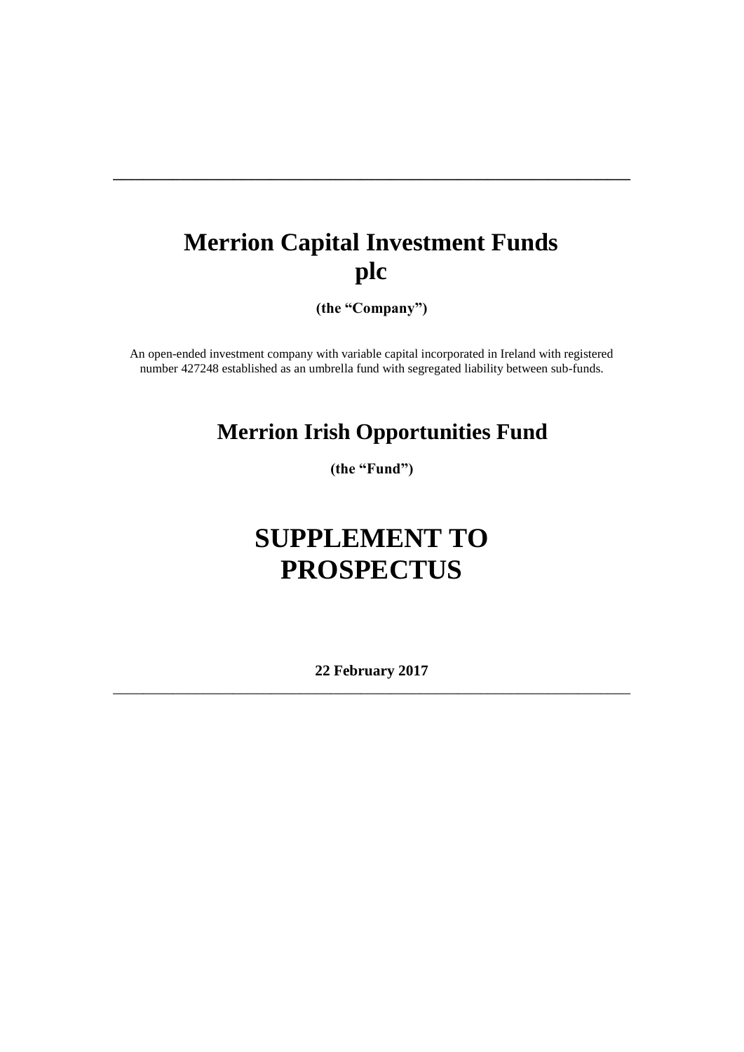# Merrion Capital Investment Funds plc

**(the "Company")**

An open-ended investment company with variable capital incorporated in Ireland with registered number 427248 established as an umbrella fund with segregated liability between sub-funds.

## Merrion Irish Opportunities Fund

**(the "Fund")**

# SUPPLEMENT TO PROSPECTUS

**22 February 2017**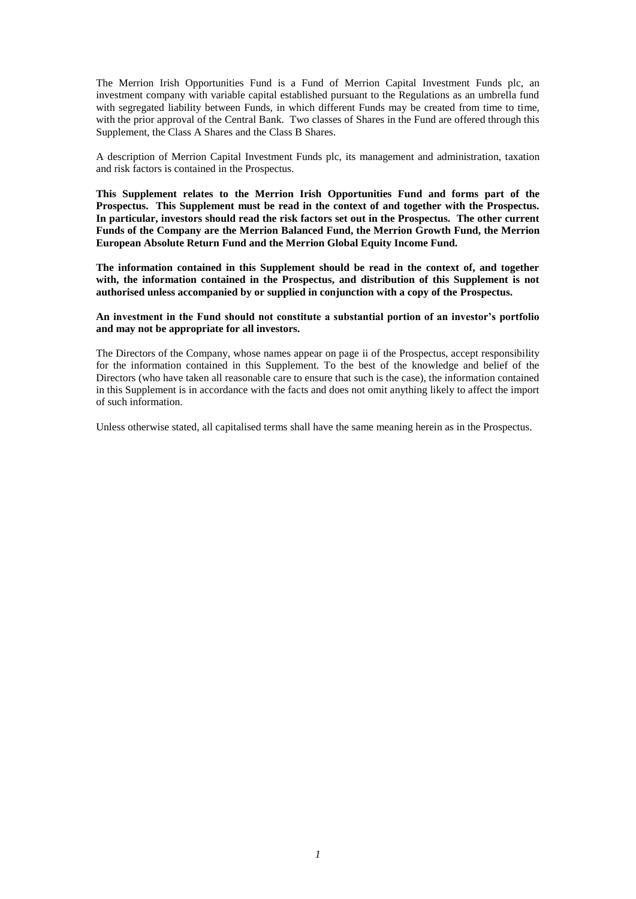The Merrion Irish Opportunities Fund is a Fund of Merrion Capital Investment Funds plc, an investment company with variable capital established pursuant to the Regulations as an umbrella fund with segregated liability between Funds, in which different Funds may be created from time to time, with the prior approval of the Central Bank. Two classes of Shares in the Fund are offered through this Supplement, the Class A Shares and the Class B Shares.

A description of Merrion Capital Investment Funds plc, its management and administration, taxation and risk factors is contained in the Prospectus.

**This Supplement relates to the Merrion Irish Opportunities Fund and forms part of the Prospectus. This Supplement must be read in the context of and together with the Prospectus. In particular, investors should read the risk factors set out in the Prospectus. The other current Funds of the Company are the Merrion Balanced Fund, the Merrion Growth Fund, the Merrion European Absolute Return Fund and the Merrion Global Equity Income Fund.**

**The information contained in this Supplement should be read in the context of, and together with, the information contained in the Prospectus, and distribution of this Supplement is not authorised unless accompanied by or supplied in conjunction with a copy of the Prospectus.**

**An investment in the Fund should not constitute a substantial portion of an investor's portfolio and may not be appropriate for all investors.**

The Directors of the Company, whose names appear on page ii of the Prospectus, accept responsibility for the information contained in this Supplement. To the best of the knowledge and belief of the Directors (who have taken all reasonable care to ensure that such is the case), the information contained in this Supplement is in accordance with the facts and does not omit anything likely to affect the import of such information.

Unless otherwise stated, all capitalised terms shall have the same meaning herein as in the Prospectus.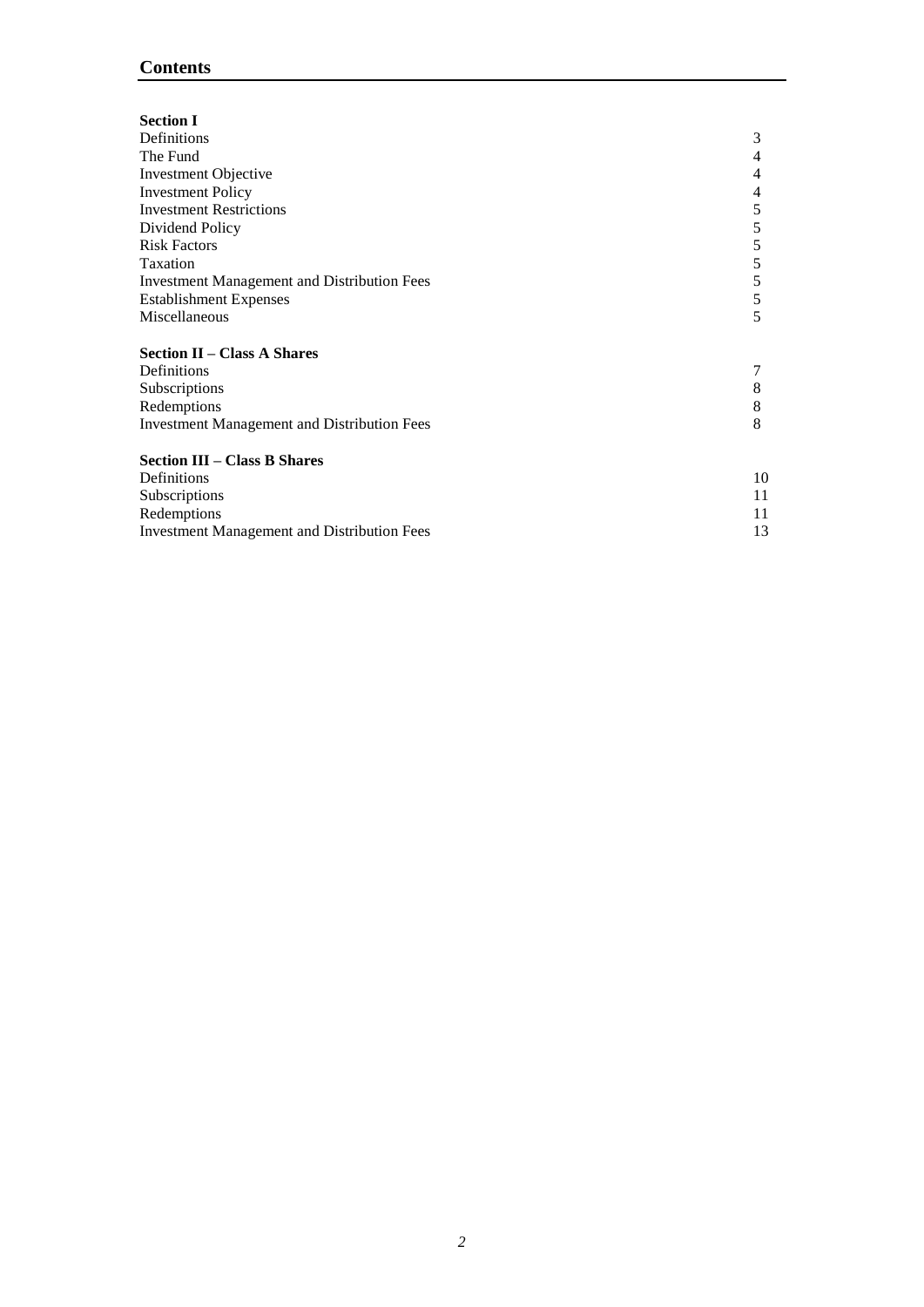## Contents

**Section I**

| | |
|---|---|
| Definitions | 3 |
| The Fund | 4 |
| Investment Objective | 4 |
| Investment Policy | 4 |
| Investment Restrictions | 5 |
| Dividend Policy | 5 |
| Risk Factors | 5 |
| Taxation | 5 |
| Investment Management and Distribution Fees | 5 |
| Establishment Expenses | 5 |
| Miscellaneous | 5 |

**Section II – Class A Shares**

| | |
|---|---|
| Definitions | 7 |
| Subscriptions | 8 |
| Redemptions | 8 |
| Investment Management and Distribution Fees | 8 |

**Section III – Class B Shares**

| | |
|---|---|
| Definitions | 10 |
| Subscriptions | 11 |
| Redemptions | 11 |
| Investment Management and Distribution Fees | 13 |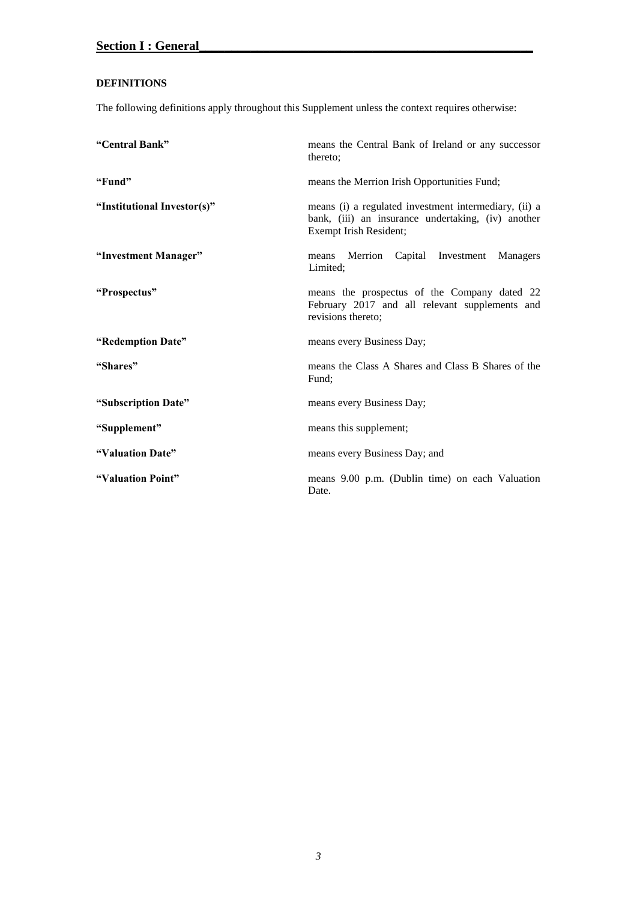## Section I : General

**DEFINITIONS**

The following definitions apply throughout this Supplement unless the context requires otherwise:

| | |
|---|---|
| **"Central Bank"** | means the Central Bank of Ireland or any successor thereto; |
| **"Fund"** | means the Merrion Irish Opportunities Fund; |
| **"Institutional Investor(s)"** | means (i) a regulated investment intermediary, (ii) a bank, (iii) an insurance undertaking, (iv) another Exempt Irish Resident; |
| **"Investment Manager"** | means Merrion Capital Investment Managers Limited; |
| **"Prospectus"** | means the prospectus of the Company dated 22 February 2017 and all relevant supplements and revisions thereto; |
| **"Redemption Date"** | means every Business Day; |
| **"Shares"** | means the Class A Shares and Class B Shares of the Fund; |
| **"Subscription Date"** | means every Business Day; |
| **"Supplement"** | means this supplement; |
| **"Valuation Date"** | means every Business Day; and |
| **"Valuation Point"** | means 9.00 p.m. (Dublin time) on each Valuation Date. |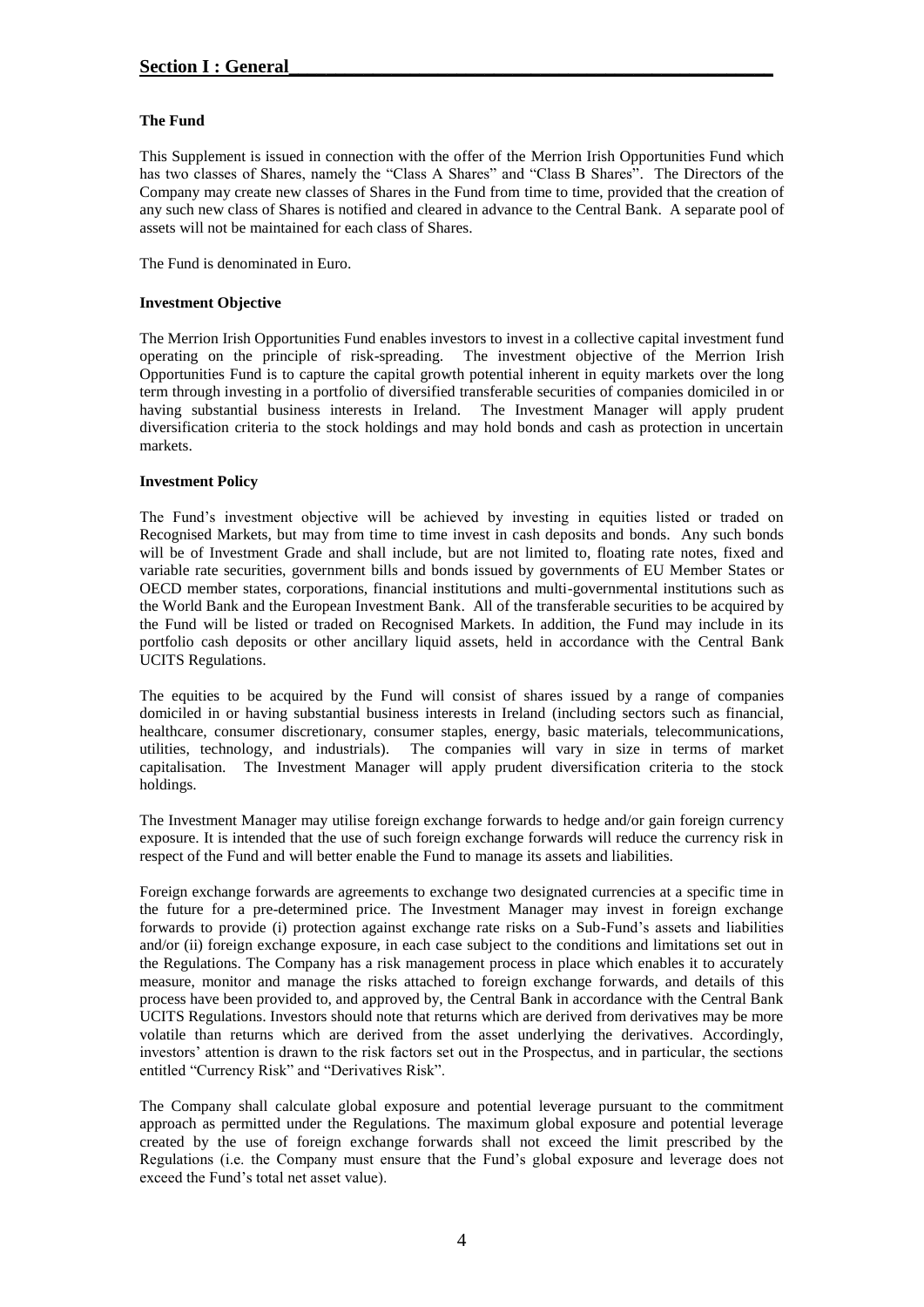## Section I : General

### The Fund

This Supplement is issued in connection with the offer of the Merrion Irish Opportunities Fund which has two classes of Shares, namely the "Class A Shares" and "Class B Shares". The Directors of the Company may create new classes of Shares in the Fund from time to time, provided that the creation of any such new class of Shares is notified and cleared in advance to the Central Bank. A separate pool of assets will not be maintained for each class of Shares.

The Fund is denominated in Euro.

### Investment Objective

The Merrion Irish Opportunities Fund enables investors to invest in a collective capital investment fund operating on the principle of risk-spreading. The investment objective of the Merrion Irish Opportunities Fund is to capture the capital growth potential inherent in equity markets over the long term through investing in a portfolio of diversified transferable securities of companies domiciled in or having substantial business interests in Ireland. The Investment Manager will apply prudent diversification criteria to the stock holdings and may hold bonds and cash as protection in uncertain markets.

### Investment Policy

The Fund's investment objective will be achieved by investing in equities listed or traded on Recognised Markets, but may from time to time invest in cash deposits and bonds. Any such bonds will be of Investment Grade and shall include, but are not limited to, floating rate notes, fixed and variable rate securities, government bills and bonds issued by governments of EU Member States or OECD member states, corporations, financial institutions and multi-governmental institutions such as the World Bank and the European Investment Bank. All of the transferable securities to be acquired by the Fund will be listed or traded on Recognised Markets. In addition, the Fund may include in its portfolio cash deposits or other ancillary liquid assets, held in accordance with the Central Bank UCITS Regulations.

The equities to be acquired by the Fund will consist of shares issued by a range of companies domiciled in or having substantial business interests in Ireland (including sectors such as financial, healthcare, consumer discretionary, consumer staples, energy, basic materials, telecommunications, utilities, technology, and industrials). The companies will vary in size in terms of market capitalisation. The Investment Manager will apply prudent diversification criteria to the stock holdings.

The Investment Manager may utilise foreign exchange forwards to hedge and/or gain foreign currency exposure. It is intended that the use of such foreign exchange forwards will reduce the currency risk in respect of the Fund and will better enable the Fund to manage its assets and liabilities.

Foreign exchange forwards are agreements to exchange two designated currencies at a specific time in the future for a pre-determined price. The Investment Manager may invest in foreign exchange forwards to provide (i) protection against exchange rate risks on a Sub-Fund's assets and liabilities and/or (ii) foreign exchange exposure, in each case subject to the conditions and limitations set out in the Regulations. The Company has a risk management process in place which enables it to accurately measure, monitor and manage the risks attached to foreign exchange forwards, and details of this process have been provided to, and approved by, the Central Bank in accordance with the Central Bank UCITS Regulations. Investors should note that returns which are derived from derivatives may be more volatile than returns which are derived from the asset underlying the derivatives. Accordingly, investors' attention is drawn to the risk factors set out in the Prospectus, and in particular, the sections entitled "Currency Risk" and "Derivatives Risk".

The Company shall calculate global exposure and potential leverage pursuant to the commitment approach as permitted under the Regulations. The maximum global exposure and potential leverage created by the use of foreign exchange forwards shall not exceed the limit prescribed by the Regulations (i.e. the Company must ensure that the Fund's global exposure and leverage does not exceed the Fund's total net asset value).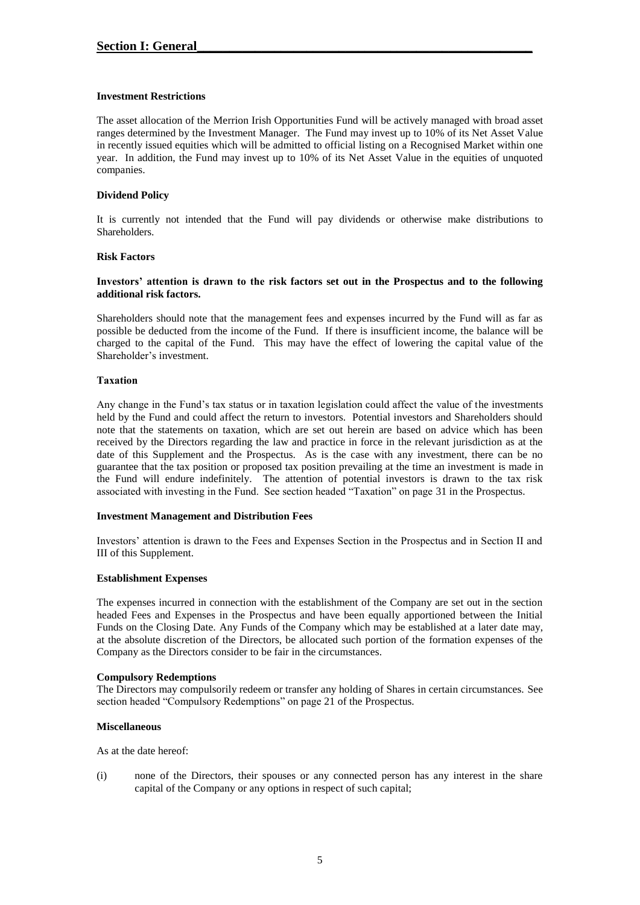**Investment Restrictions**

The asset allocation of the Merrion Irish Opportunities Fund will be actively managed with broad asset ranges determined by the Investment Manager. The Fund may invest up to 10% of its Net Asset Value in recently issued equities which will be admitted to official listing on a Recognised Market within one year. In addition, the Fund may invest up to 10% of its Net Asset Value in the equities of unquoted companies.

**Dividend Policy**

It is currently not intended that the Fund will pay dividends or otherwise make distributions to Shareholders.

**Risk Factors**

**Investors' attention is drawn to the risk factors set out in the Prospectus and to the following additional risk factors.**

Shareholders should note that the management fees and expenses incurred by the Fund will as far as possible be deducted from the income of the Fund. If there is insufficient income, the balance will be charged to the capital of the Fund. This may have the effect of lowering the capital value of the Shareholder's investment.

**Taxation**

Any change in the Fund's tax status or in taxation legislation could affect the value of the investments held by the Fund and could affect the return to investors. Potential investors and Shareholders should note that the statements on taxation, which are set out herein are based on advice which has been received by the Directors regarding the law and practice in force in the relevant jurisdiction as at the date of this Supplement and the Prospectus. As is the case with any investment, there can be no guarantee that the tax position or proposed tax position prevailing at the time an investment is made in the Fund will endure indefinitely. The attention of potential investors is drawn to the tax risk associated with investing in the Fund. See section headed "Taxation" on page 31 in the Prospectus.

**Investment Management and Distribution Fees**

Investors' attention is drawn to the Fees and Expenses Section in the Prospectus and in Section II and III of this Supplement.

**Establishment Expenses**

The expenses incurred in connection with the establishment of the Company are set out in the section headed Fees and Expenses in the Prospectus and have been equally apportioned between the Initial Funds on the Closing Date. Any Funds of the Company which may be established at a later date may, at the absolute discretion of the Directors, be allocated such portion of the formation expenses of the Company as the Directors consider to be fair in the circumstances.

**Compulsory Redemptions**

The Directors may compulsorily redeem or transfer any holding of Shares in certain circumstances. See section headed "Compulsory Redemptions" on page 21 of the Prospectus.

**Miscellaneous**

As at the date hereof:

(i) none of the Directors, their spouses or any connected person has any interest in the share capital of the Company or any options in respect of such capital;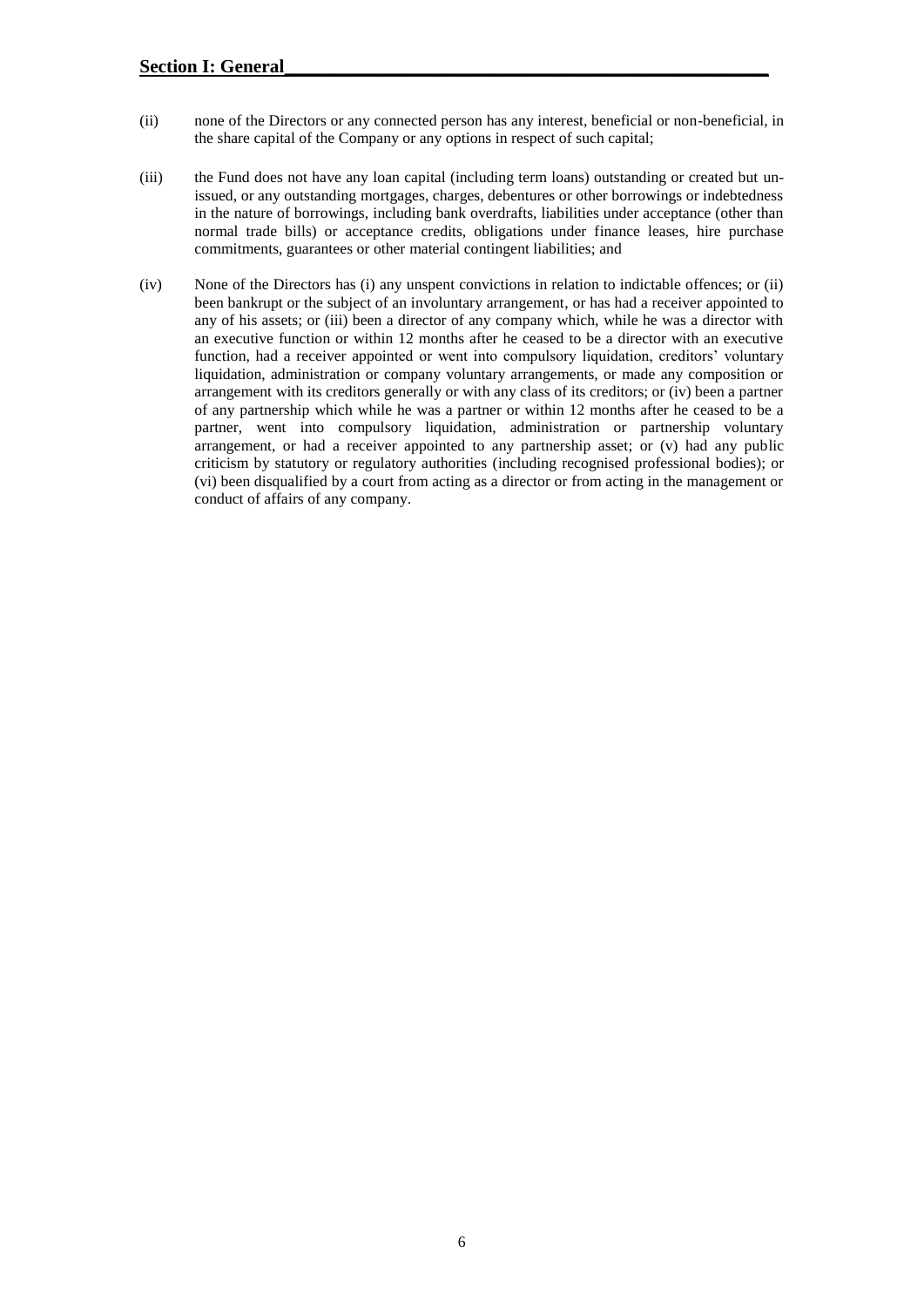(ii) none of the Directors or any connected person has any interest, beneficial or non-beneficial, in the share capital of the Company or any options in respect of such capital;

(iii) the Fund does not have any loan capital (including term loans) outstanding or created but un-issued, or any outstanding mortgages, charges, debentures or other borrowings or indebtedness in the nature of borrowings, including bank overdrafts, liabilities under acceptance (other than normal trade bills) or acceptance credits, obligations under finance leases, hire purchase commitments, guarantees or other material contingent liabilities; and

(iv) None of the Directors has (i) any unspent convictions in relation to indictable offences; or (ii) been bankrupt or the subject of an involuntary arrangement, or has had a receiver appointed to any of his assets; or (iii) been a director of any company which, while he was a director with an executive function or within 12 months after he ceased to be a director with an executive function, had a receiver appointed or went into compulsory liquidation, creditors' voluntary liquidation, administration or company voluntary arrangements, or made any composition or arrangement with its creditors generally or with any class of its creditors; or (iv) been a partner of any partnership which while he was a partner or within 12 months after he ceased to be a partner, went into compulsory liquidation, administration or partnership voluntary arrangement, or had a receiver appointed to any partnership asset; or (v) had any public criticism by statutory or regulatory authorities (including recognised professional bodies); or (vi) been disqualified by a court from acting as a director or from acting in the management or conduct of affairs of any company.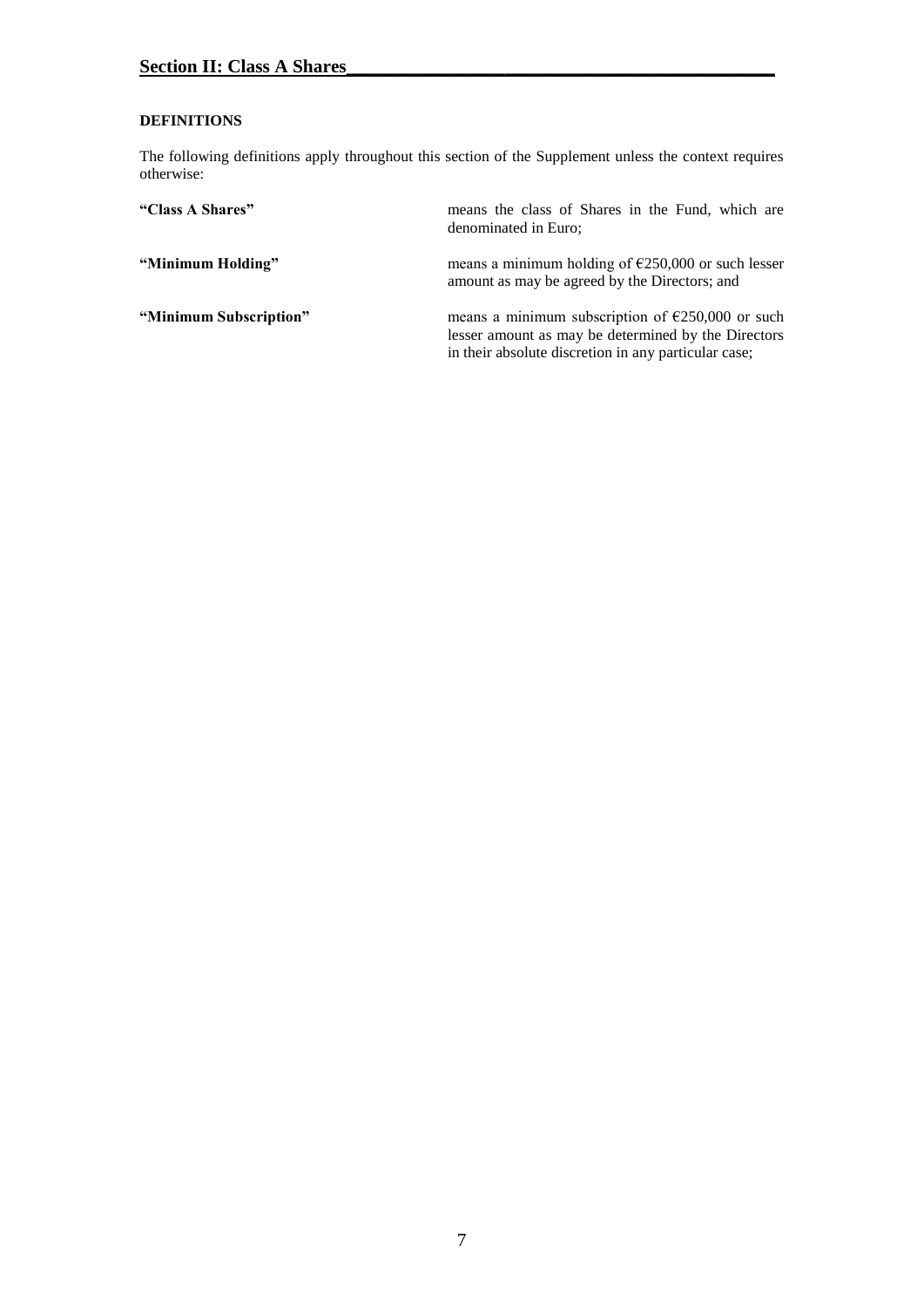## Section II: Class A Shares

**DEFINITIONS**

The following definitions apply throughout this section of the Supplement unless the context requires otherwise:

| | |
|---|---|
| **"Class A Shares"** | means the class of Shares in the Fund, which are denominated in Euro; |
| **"Minimum Holding"** | means a minimum holding of €250,000 or such lesser amount as may be agreed by the Directors; and |
| **"Minimum Subscription"** | means a minimum subscription of €250,000 or such lesser amount as may be determined by the Directors in their absolute discretion in any particular case; |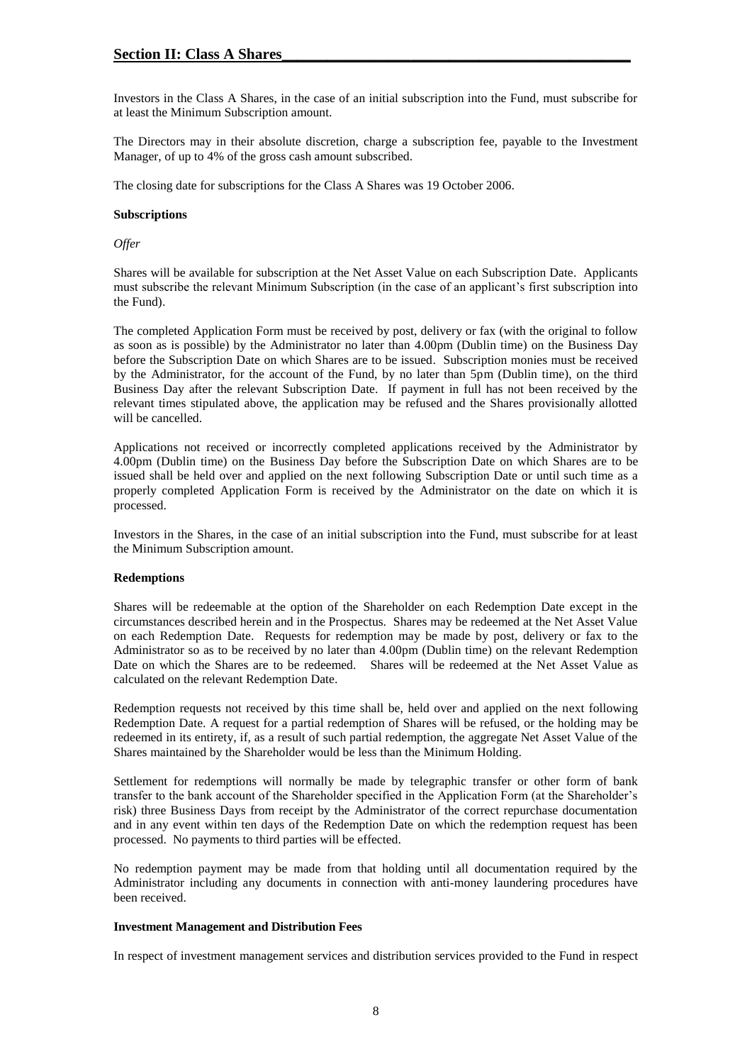## Section II: Class A Shares

Investors in the Class A Shares, in the case of an initial subscription into the Fund, must subscribe for at least the Minimum Subscription amount.

The Directors may in their absolute discretion, charge a subscription fee, payable to the Investment Manager, of up to 4% of the gross cash amount subscribed.

The closing date for subscriptions for the Class A Shares was 19 October 2006.

**Subscriptions**

*Offer*

Shares will be available for subscription at the Net Asset Value on each Subscription Date. Applicants must subscribe the relevant Minimum Subscription (in the case of an applicant's first subscription into the Fund).

The completed Application Form must be received by post, delivery or fax (with the original to follow as soon as is possible) by the Administrator no later than 4.00pm (Dublin time) on the Business Day before the Subscription Date on which Shares are to be issued. Subscription monies must be received by the Administrator, for the account of the Fund, by no later than 5pm (Dublin time), on the third Business Day after the relevant Subscription Date. If payment in full has not been received by the relevant times stipulated above, the application may be refused and the Shares provisionally allotted will be cancelled.

Applications not received or incorrectly completed applications received by the Administrator by 4.00pm (Dublin time) on the Business Day before the Subscription Date on which Shares are to be issued shall be held over and applied on the next following Subscription Date or until such time as a properly completed Application Form is received by the Administrator on the date on which it is processed.

Investors in the Shares, in the case of an initial subscription into the Fund, must subscribe for at least the Minimum Subscription amount.

**Redemptions**

Shares will be redeemable at the option of the Shareholder on each Redemption Date except in the circumstances described herein and in the Prospectus. Shares may be redeemed at the Net Asset Value on each Redemption Date. Requests for redemption may be made by post, delivery or fax to the Administrator so as to be received by no later than 4.00pm (Dublin time) on the relevant Redemption Date on which the Shares are to be redeemed. Shares will be redeemed at the Net Asset Value as calculated on the relevant Redemption Date.

Redemption requests not received by this time shall be, held over and applied on the next following Redemption Date. A request for a partial redemption of Shares will be refused, or the holding may be redeemed in its entirety, if, as a result of such partial redemption, the aggregate Net Asset Value of the Shares maintained by the Shareholder would be less than the Minimum Holding.

Settlement for redemptions will normally be made by telegraphic transfer or other form of bank transfer to the bank account of the Shareholder specified in the Application Form (at the Shareholder's risk) three Business Days from receipt by the Administrator of the correct repurchase documentation and in any event within ten days of the Redemption Date on which the redemption request has been processed. No payments to third parties will be effected.

No redemption payment may be made from that holding until all documentation required by the Administrator including any documents in connection with anti-money laundering procedures have been received.

**Investment Management and Distribution Fees**

In respect of investment management services and distribution services provided to the Fund in respect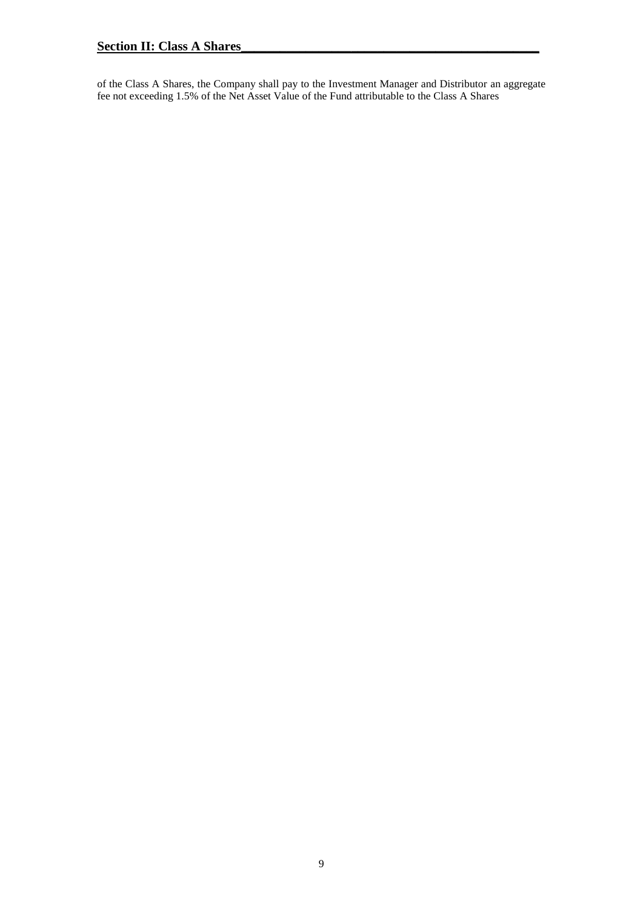of the Class A Shares, the Company shall pay to the Investment Manager and Distributor an aggregate fee not exceeding 1.5% of the Net Asset Value of the Fund attributable to the Class A Shares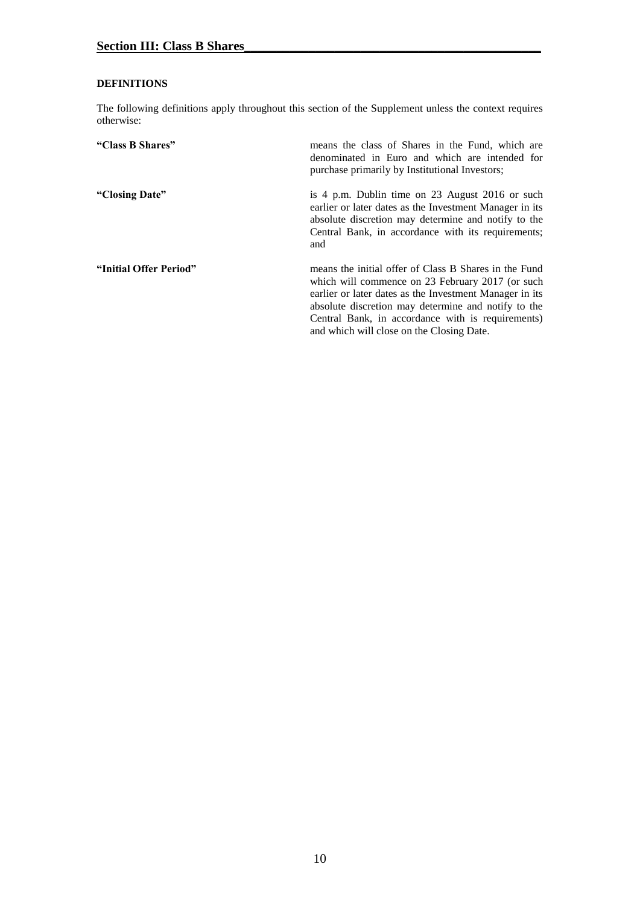## Section III: Class B Shares

### DEFINITIONS

The following definitions apply throughout this section of the Supplement unless the context requires otherwise:

**"Class B Shares"** means the class of Shares in the Fund, which are denominated in Euro and which are intended for purchase primarily by Institutional Investors;

**"Closing Date"** is 4 p.m. Dublin time on 23 August 2016 or such earlier or later dates as the Investment Manager in its absolute discretion may determine and notify to the Central Bank, in accordance with its requirements; and

**"Initial Offer Period"** means the initial offer of Class B Shares in the Fund which will commence on 23 February 2017 (or such earlier or later dates as the Investment Manager in its absolute discretion may determine and notify to the Central Bank, in accordance with is requirements) and which will close on the Closing Date.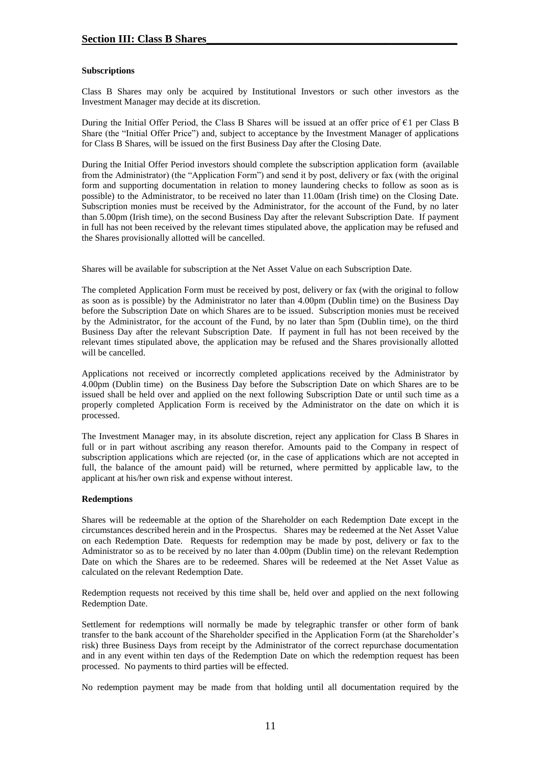## Section III: Class B Shares

**Subscriptions**

Class B Shares may only be acquired by Institutional Investors or such other investors as the Investment Manager may decide at its discretion.

During the Initial Offer Period, the Class B Shares will be issued at an offer price of €1 per Class B Share (the "Initial Offer Price") and, subject to acceptance by the Investment Manager of applications for Class B Shares, will be issued on the first Business Day after the Closing Date.

During the Initial Offer Period investors should complete the subscription application form (available from the Administrator) (the "Application Form") and send it by post, delivery or fax (with the original form and supporting documentation in relation to money laundering checks to follow as soon as is possible) to the Administrator, to be received no later than 11.00am (Irish time) on the Closing Date. Subscription monies must be received by the Administrator, for the account of the Fund, by no later than 5.00pm (Irish time), on the second Business Day after the relevant Subscription Date. If payment in full has not been received by the relevant times stipulated above, the application may be refused and the Shares provisionally allotted will be cancelled.

Shares will be available for subscription at the Net Asset Value on each Subscription Date.

The completed Application Form must be received by post, delivery or fax (with the original to follow as soon as is possible) by the Administrator no later than 4.00pm (Dublin time) on the Business Day before the Subscription Date on which Shares are to be issued. Subscription monies must be received by the Administrator, for the account of the Fund, by no later than 5pm (Dublin time), on the third Business Day after the relevant Subscription Date. If payment in full has not been received by the relevant times stipulated above, the application may be refused and the Shares provisionally allotted will be cancelled.

Applications not received or incorrectly completed applications received by the Administrator by 4.00pm (Dublin time) on the Business Day before the Subscription Date on which Shares are to be issued shall be held over and applied on the next following Subscription Date or until such time as a properly completed Application Form is received by the Administrator on the date on which it is processed.

The Investment Manager may, in its absolute discretion, reject any application for Class B Shares in full or in part without ascribing any reason therefor. Amounts paid to the Company in respect of subscription applications which are rejected (or, in the case of applications which are not accepted in full, the balance of the amount paid) will be returned, where permitted by applicable law, to the applicant at his/her own risk and expense without interest.

**Redemptions**

Shares will be redeemable at the option of the Shareholder on each Redemption Date except in the circumstances described herein and in the Prospectus. Shares may be redeemed at the Net Asset Value on each Redemption Date. Requests for redemption may be made by post, delivery or fax to the Administrator so as to be received by no later than 4.00pm (Dublin time) on the relevant Redemption Date on which the Shares are to be redeemed. Shares will be redeemed at the Net Asset Value as calculated on the relevant Redemption Date.

Redemption requests not received by this time shall be, held over and applied on the next following Redemption Date.

Settlement for redemptions will normally be made by telegraphic transfer or other form of bank transfer to the bank account of the Shareholder specified in the Application Form (at the Shareholder's risk) three Business Days from receipt by the Administrator of the correct repurchase documentation and in any event within ten days of the Redemption Date on which the redemption request has been processed. No payments to third parties will be effected.

No redemption payment may be made from that holding until all documentation required by the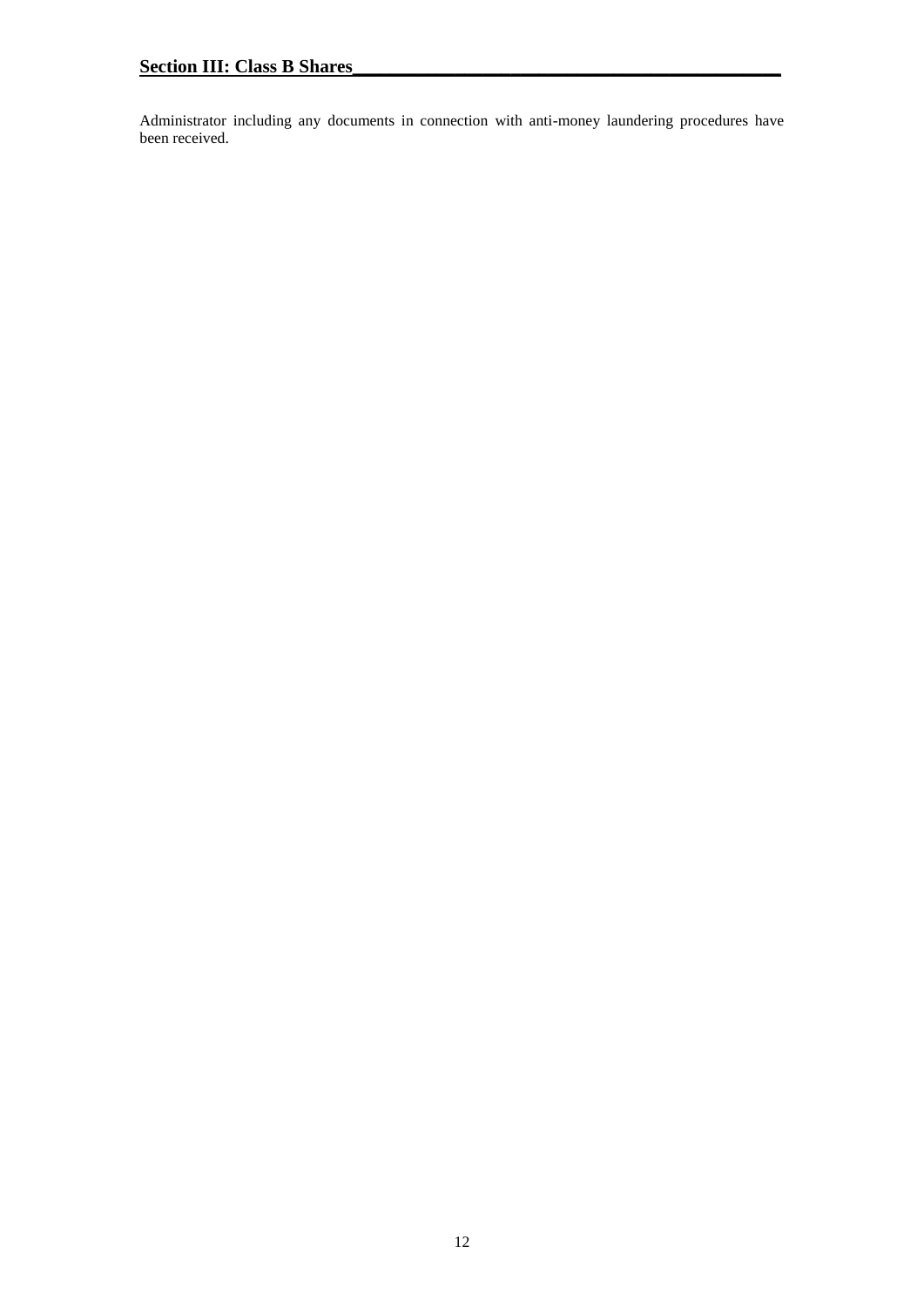Administrator including any documents in connection with anti-money laundering procedures have been received.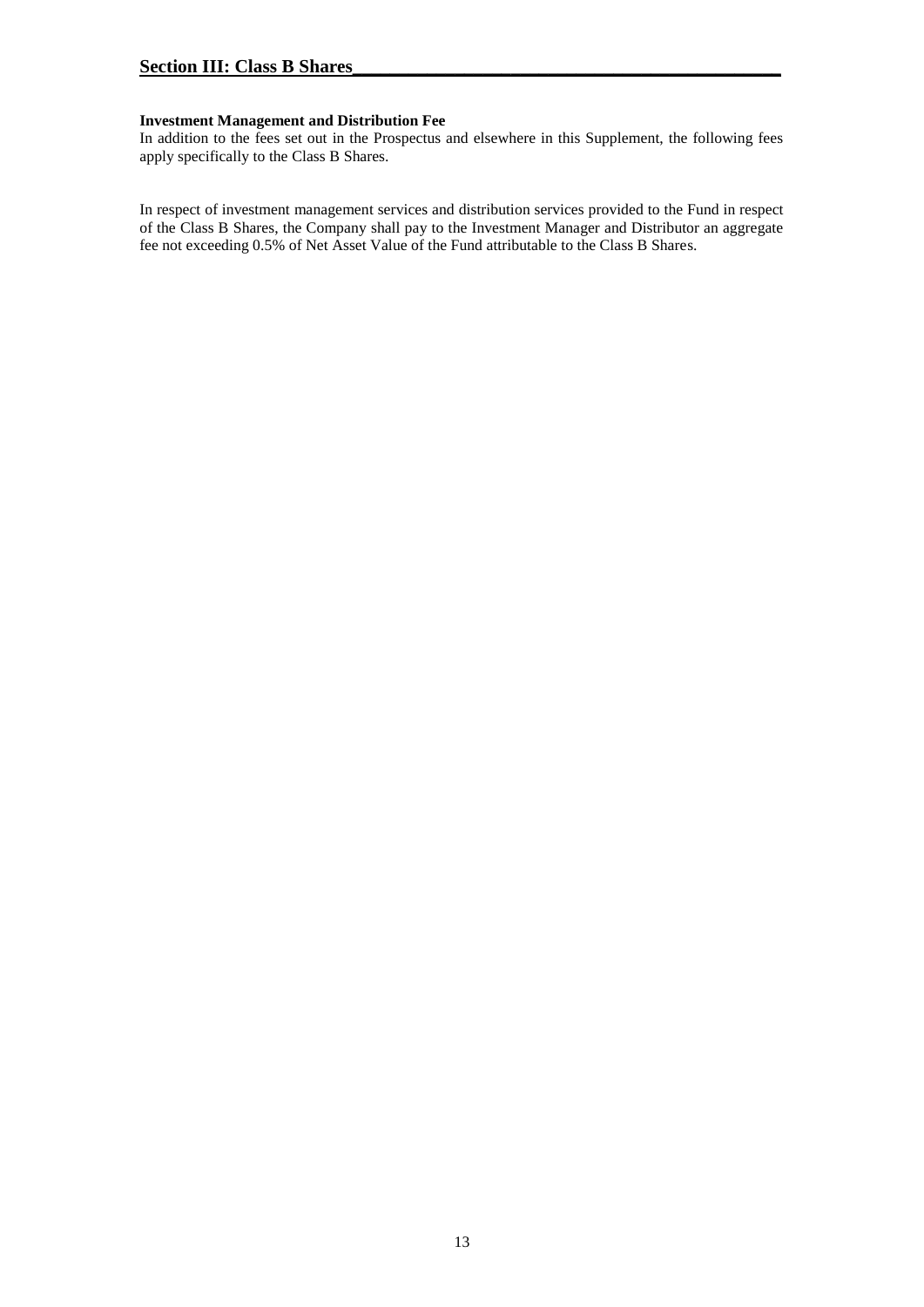## Section III: Class B Shares

**Investment Management and Distribution Fee**

In addition to the fees set out in the Prospectus and elsewhere in this Supplement, the following fees apply specifically to the Class B Shares.

In respect of investment management services and distribution services provided to the Fund in respect of the Class B Shares, the Company shall pay to the Investment Manager and Distributor an aggregate fee not exceeding 0.5% of Net Asset Value of the Fund attributable to the Class B Shares.